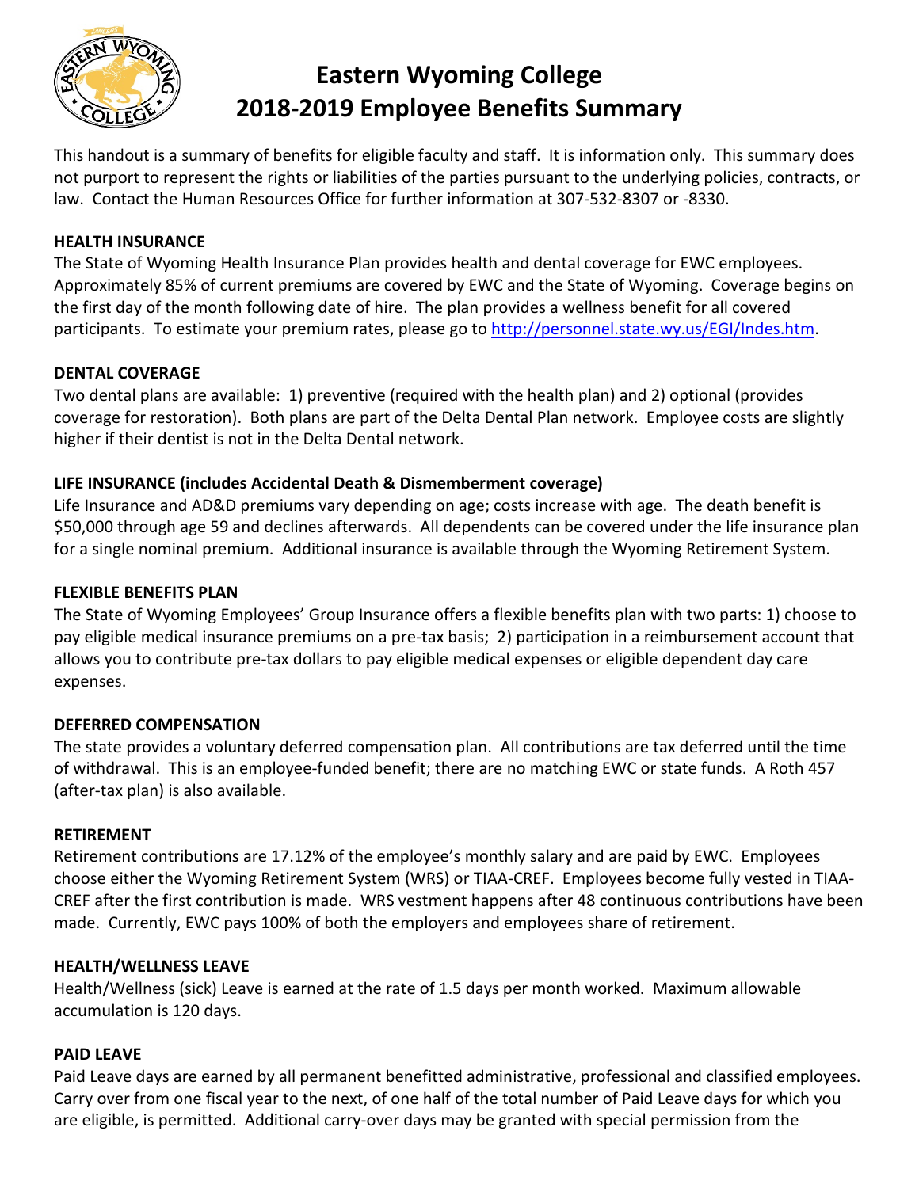# Eastern Wyoming College 2018-2019 Employee Benefits Summary

This handout is a summary of benefits for eligible faculty and staff. It is information only. This summary does not purport to represent the rights or liabilities of the parties pursuant to the underlying policies, contracts, or law. Contact the Human Resources Office for further information at 307-532-8307 or -8330.

## HEALTH INSURANCE

The State of Wyoming Health Insurance Plan provides health and dental coverage for EWC employees. Approximately 85% of current premiums are covered by EWC and the State of Wyoming. Coverage begins on the first day of the month following date of hire. The plan provides a wellness benefit for all covered participants. To estimate your premium rates, please go to [http://personnel.state.wy.us/EGI/Indes.htm](http://personnel.state.wy.us/EGI/Indes.htm).

## DENTAL COVERAGE

Two dental plans are available: 1) preventive (required with the health plan) and 2) optional (provides coverage for restoration). Both plans are part of the Delta Dental Plan network. Employee costs are slightly higher if their dentist is not in the Delta Dental network.

## LIFE INSURANCE (includes Accidental Death & Dismemberment coverage)

Life Insurance and AD&D premiums vary depending on age; costs increase with age. The death benefit is $50,000 through age 59 and declines afterwards. All dependents can be covered under the life insurance plan for a single nominal premium. Additional insurance is available through the Wyoming Retirement System.

## FLEXIBLE BENEFITS PLAN

The State of Wyoming Employees' Group Insurance offers a flexible benefits plan with two parts: 1) choose to pay eligible medical insurance premiums on a pre-tax basis; 2) participation in a reimbursement account that allows you to contribute pre-tax dollars to pay eligible medical expenses or eligible dependent day care expenses.

## DEFERRED COMPENSATION

The state provides a voluntary deferred compensation plan. All contributions are tax deferred until the time of withdrawal. This is an employee-funded benefit; there are no matching EWC or state funds. A Roth 457 (after-tax plan) is also available.

## RETIREMENT

Retirement contributions are 17.12% of the employee's monthly salary and are paid by EWC. Employees choose either the Wyoming Retirement System (WRS) or TIAA-CREF. Employees become fully vested in TIAA-CREF after the first contribution is made. WRS vestment happens after 48 continuous contributions have been made. Currently, EWC pays 100% of both the employers and employees share of retirement.

## HEALTH/WELLNESS LEAVE

Health/Wellness (sick) Leave is earned at the rate of 1.5 days per month worked. Maximum allowable accumulation is 120 days.

## PAID LEAVE

Paid Leave days are earned by all permanent benefitted administrative, professional and classified employees. Carry over from one fiscal year to the next, of one half of the total number of Paid Leave days for which you are eligible, is permitted. Additional carry-over days may be granted with special permission from the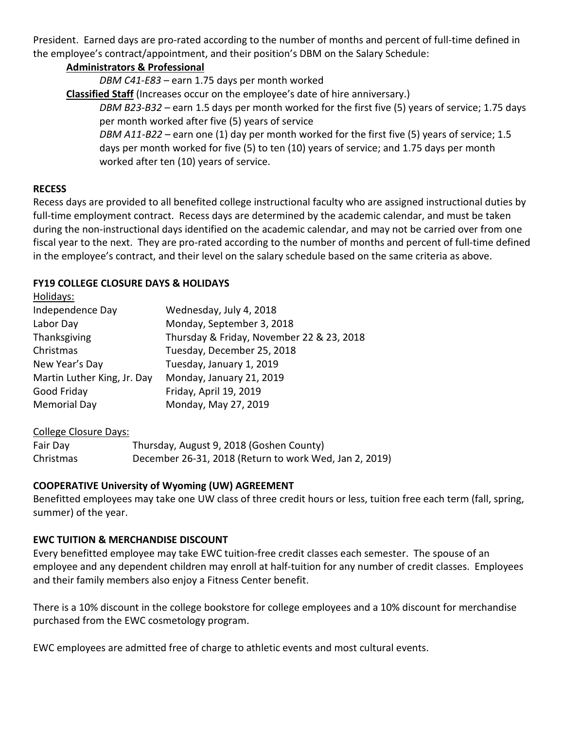President. Earned days are pro-rated according to the number of months and percent of full-time defined in the employee's contract/appointment, and their position's DBM on the Salary Schedule:

**Administrators & Professional**

*DBM C41-E83* – earn 1.75 days per month worked

**Classified Staff** (Increases occur on the employee's date of hire anniversary.)

*DBM B23-B32* – earn 1.5 days per month worked for the first five (5) years of service; 1.75 days per month worked after five (5) years of service

*DBM A11-B22* – earn one (1) day per month worked for the first five (5) years of service; 1.5 days per month worked for five (5) to ten (10) years of service; and 1.75 days per month worked after ten (10) years of service.

**RECESS**

Recess days are provided to all benefited college instructional faculty who are assigned instructional duties by full-time employment contract. Recess days are determined by the academic calendar, and must be taken during the non-instructional days identified on the academic calendar, and may not be carried over from one fiscal year to the next. They are pro-rated according to the number of months and percent of full-time defined in the employee's contract, and their level on the salary schedule based on the same criteria as above.

**FY19 COLLEGE CLOSURE DAYS & HOLIDAYS**

Holidays:

| | |
|---|---|
| Independence Day | Wednesday, July 4, 2018 |
| Labor Day | Monday, September 3, 2018 |
| Thanksgiving | Thursday & Friday, November 22 & 23, 2018 |
| Christmas | Tuesday, December 25, 2018 |
| New Year's Day | Tuesday, January 1, 2019 |
| Martin Luther King, Jr. Day | Monday, January 21, 2019 |
| Good Friday | Friday, April 19, 2019 |
| Memorial Day | Monday, May 27, 2019 |

College Closure Days:

| | |
|---|---|
| Fair Day | Thursday, August 9, 2018 (Goshen County) |
| Christmas | December 26-31, 2018 (Return to work Wed, Jan 2, 2019) |

**COOPERATIVE University of Wyoming (UW) AGREEMENT**

Benefitted employees may take one UW class of three credit hours or less, tuition free each term (fall, spring, summer) of the year.

**EWC TUITION & MERCHANDISE DISCOUNT**

Every benefitted employee may take EWC tuition-free credit classes each semester. The spouse of an employee and any dependent children may enroll at half-tuition for any number of credit classes. Employees and their family members also enjoy a Fitness Center benefit.

There is a 10% discount in the college bookstore for college employees and a 10% discount for merchandise purchased from the EWC cosmetology program.

EWC employees are admitted free of charge to athletic events and most cultural events.